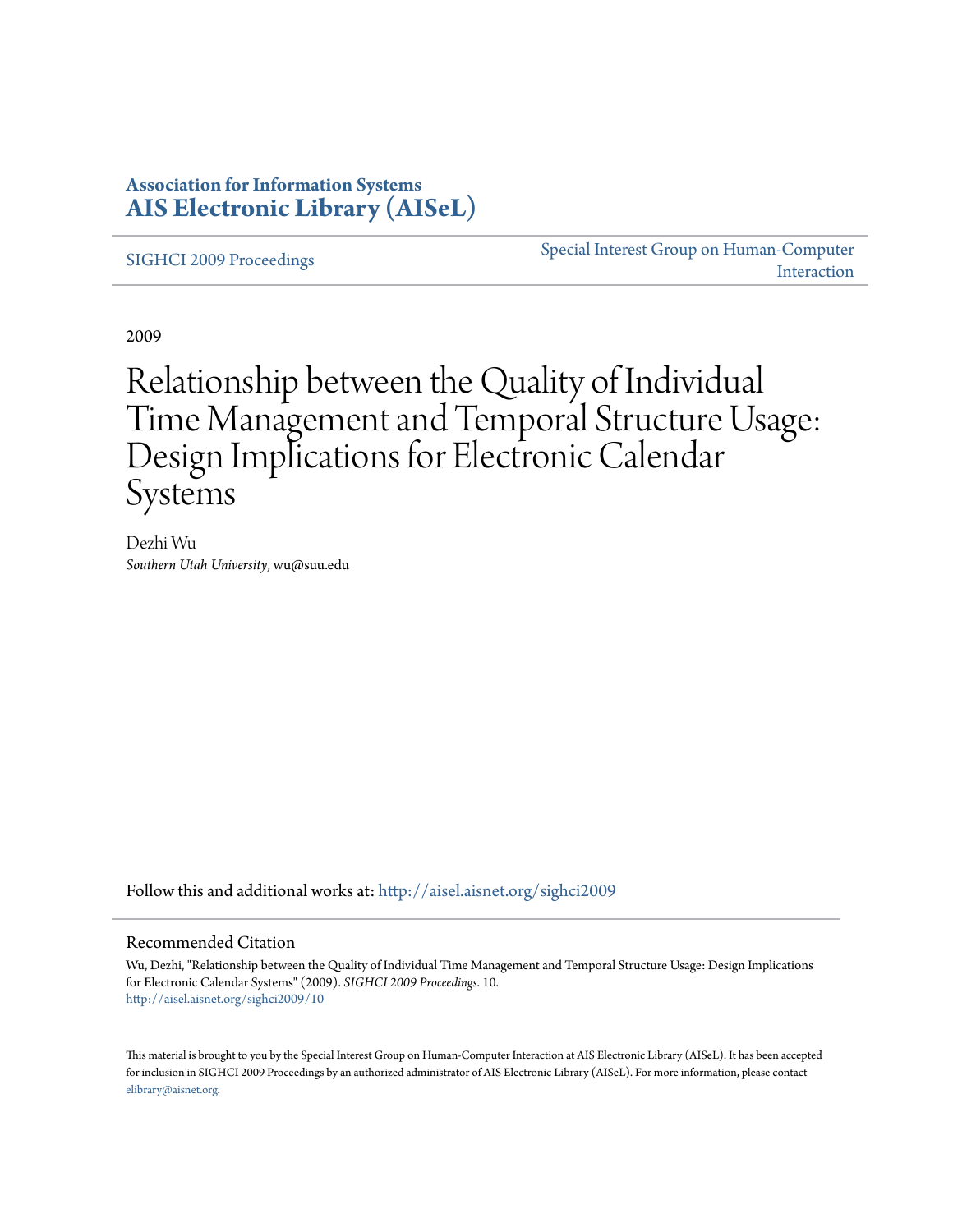**Association for Information Systems**
**AIS Electronic Library (AISeL)**

SIGHCI 2009 Proceedings

Special Interest Group on Human-Computer Interaction

2009

# Relationship between the Quality of Individual Time Management and Temporal Structure Usage: Design Implications for Electronic Calendar Systems

Dezhi Wu
*Southern Utah University*, wu@suu.edu

Follow this and additional works at: http://aisel.aisnet.org/sighci2009

## Recommended Citation

Wu, Dezhi, "Relationship between the Quality of Individual Time Management and Temporal Structure Usage: Design Implications for Electronic Calendar Systems" (2009). *SIGHCI 2009 Proceedings*. 10.
http://aisel.aisnet.org/sighci2009/10

This material is brought to you by the Special Interest Group on Human-Computer Interaction at AIS Electronic Library (AISeL). It has been accepted for inclusion in SIGHCI 2009 Proceedings by an authorized administrator of AIS Electronic Library (AISeL). For more information, please contact elibrary@aisnet.org.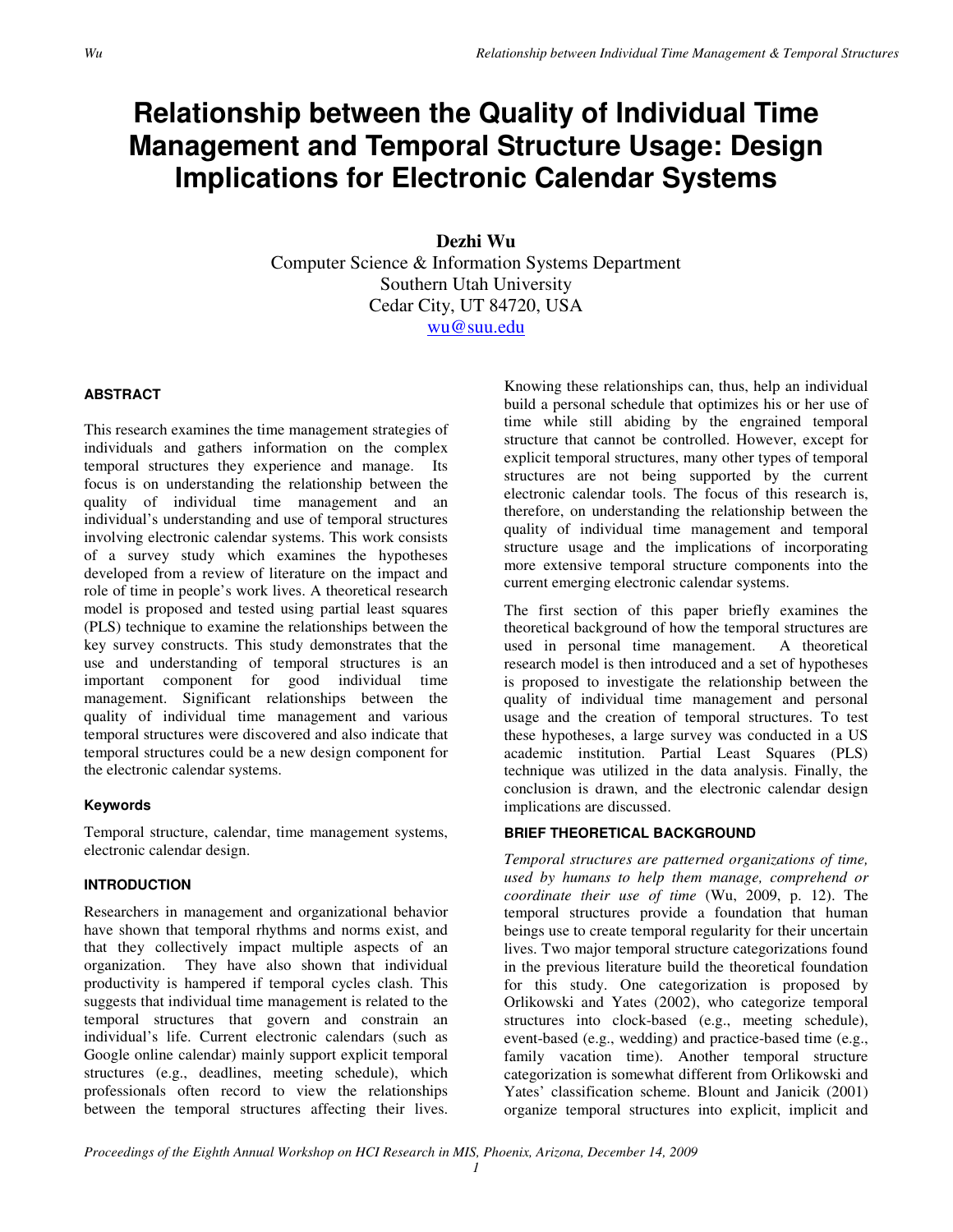# Relationship between the Quality of Individual Time Management and Temporal Structure Usage: Design Implications for Electronic Calendar Systems

**Dezhi Wu**
Computer Science & Information Systems Department
Southern Utah University
Cedar City, UT 84720, USA
wu@suu.edu

### ABSTRACT

This research examines the time management strategies of individuals and gathers information on the complex temporal structures they experience and manage. Its focus is on understanding the relationship between the quality of individual time management and an individual's understanding and use of temporal structures involving electronic calendar systems. This work consists of a survey study which examines the hypotheses developed from a review of literature on the impact and role of time in people's work lives. A theoretical research model is proposed and tested using partial least squares (PLS) technique to examine the relationships between the key survey constructs. This study demonstrates that the use and understanding of temporal structures is an important component for good individual time management. Significant relationships between the quality of individual time management and various temporal structures were discovered and also indicate that temporal structures could be a new design component for the electronic calendar systems.

### Keywords

Temporal structure, calendar, time management systems, electronic calendar design.

### INTRODUCTION

Researchers in management and organizational behavior have shown that temporal rhythms and norms exist, and that they collectively impact multiple aspects of an organization. They have also shown that individual productivity is hampered if temporal cycles clash. This suggests that individual time management is related to the temporal structures that govern and constrain an individual's life. Current electronic calendars (such as Google online calendar) mainly support explicit temporal structures (e.g., deadlines, meeting schedule), which professionals often record to view the relationships between the temporal structures affecting their lives. Knowing these relationships can, thus, help an individual build a personal schedule that optimizes his or her use of time while still abiding by the engrained temporal structure that cannot be controlled. However, except for explicit temporal structures, many other types of temporal structures are not being supported by the current electronic calendar tools. The focus of this research is, therefore, on understanding the relationship between the quality of individual time management and temporal structure usage and the implications of incorporating more extensive temporal structure components into the current emerging electronic calendar systems.

The first section of this paper briefly examines the theoretical background of how the temporal structures are used in personal time management. A theoretical research model is then introduced and a set of hypotheses is proposed to investigate the relationship between the quality of individual time management and personal usage and the creation of temporal structures. To test these hypotheses, a large survey was conducted in a US academic institution. Partial Least Squares (PLS) technique was utilized in the data analysis. Finally, the conclusion is drawn, and the electronic calendar design implications are discussed.

### BRIEF THEORETICAL BACKGROUND

*Temporal structures are patterned organizations of time, used by humans to help them manage, comprehend or coordinate their use of time* (Wu, 2009, p. 12). The temporal structures provide a foundation that human beings use to create temporal regularity for their uncertain lives. Two major temporal structure categorizations found in the previous literature build the theoretical foundation for this study. One categorization is proposed by Orlikowski and Yates (2002), who categorize temporal structures into clock-based (e.g., meeting schedule), event-based (e.g., wedding) and practice-based time (e.g., family vacation time). Another temporal structure categorization is somewhat different from Orlikowski and Yates' classification scheme. Blount and Janicik (2001) organize temporal structures into explicit, implicit and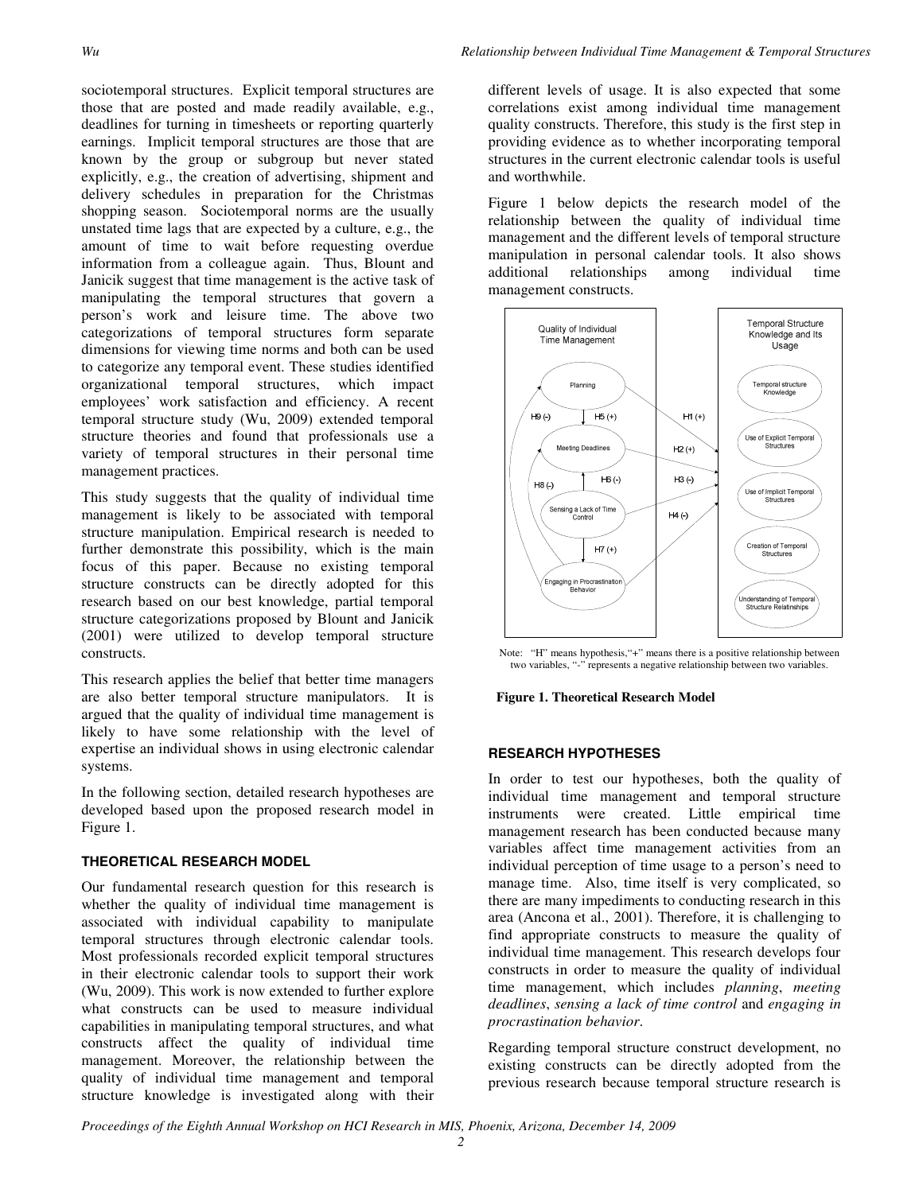sociotemporal structures. Explicit temporal structures are those that are posted and made readily available, e.g., deadlines for turning in timesheets or reporting quarterly earnings. Implicit temporal structures are those that are known by the group or subgroup but never stated explicitly, e.g., the creation of advertising, shipment and delivery schedules in preparation for the Christmas shopping season. Sociotemporal norms are the usually unstated time lags that are expected by a culture, e.g., the amount of time to wait before requesting overdue information from a colleague again. Thus, Blount and Janicik suggest that time management is the active task of manipulating the temporal structures that govern a person's work and leisure time. The above two categorizations of temporal structures form separate dimensions for viewing time norms and both can be used to categorize any temporal event. These studies identified organizational temporal structures, which impact employees' work satisfaction and efficiency. A recent temporal structure study (Wu, 2009) extended temporal structure theories and found that professionals use a variety of temporal structures in their personal time management practices.

This study suggests that the quality of individual time management is likely to be associated with temporal structure manipulation. Empirical research is needed to further demonstrate this possibility, which is the main focus of this paper. Because no existing temporal structure constructs can be directly adopted for this research based on our best knowledge, partial temporal structure categorizations proposed by Blount and Janicik (2001) were utilized to develop temporal structure constructs.

This research applies the belief that better time managers are also better temporal structure manipulators. It is argued that the quality of individual time management is likely to have some relationship with the level of expertise an individual shows in using electronic calendar systems.

In the following section, detailed research hypotheses are developed based upon the proposed research model in Figure 1.

## THEORETICAL RESEARCH MODEL

Our fundamental research question for this research is whether the quality of individual time management is associated with individual capability to manipulate temporal structures through electronic calendar tools. Most professionals recorded explicit temporal structures in their electronic calendar tools to support their work (Wu, 2009). This work is now extended to further explore what constructs can be used to measure individual capabilities in manipulating temporal structures, and what constructs affect the quality of individual time management. Moreover, the relationship between the quality of individual time management and temporal structure knowledge is investigated along with their different levels of usage. It is also expected that some correlations exist among individual time management quality constructs. Therefore, this study is the first step in providing evidence as to whether incorporating temporal structures in the current electronic calendar tools is useful and worthwhile.

Figure 1 below depicts the research model of the relationship between the quality of individual time management and the different levels of temporal structure manipulation in personal calendar tools. It also shows additional relationships among individual time management constructs.

Note: "H" means hypothesis,"+" means there is a positive relationship between two variables, "-" represents a negative relationship between two variables.

**Figure 1. Theoretical Research Model**

## RESEARCH HYPOTHESES

In order to test our hypotheses, both the quality of individual time management and temporal structure instruments were created. Little empirical time management research has been conducted because many variables affect time management activities from an individual perception of time usage to a person's need to manage time. Also, time itself is very complicated, so there are many impediments to conducting research in this area (Ancona et al., 2001). Therefore, it is challenging to find appropriate constructs to measure the quality of individual time management. This research develops four constructs in order to measure the quality of individual time management, which includes *planning*, *meeting deadlines*, *sensing a lack of time control* and *engaging in procrastination behavior*.

Regarding temporal structure construct development, no existing constructs can be directly adopted from the previous research because temporal structure research is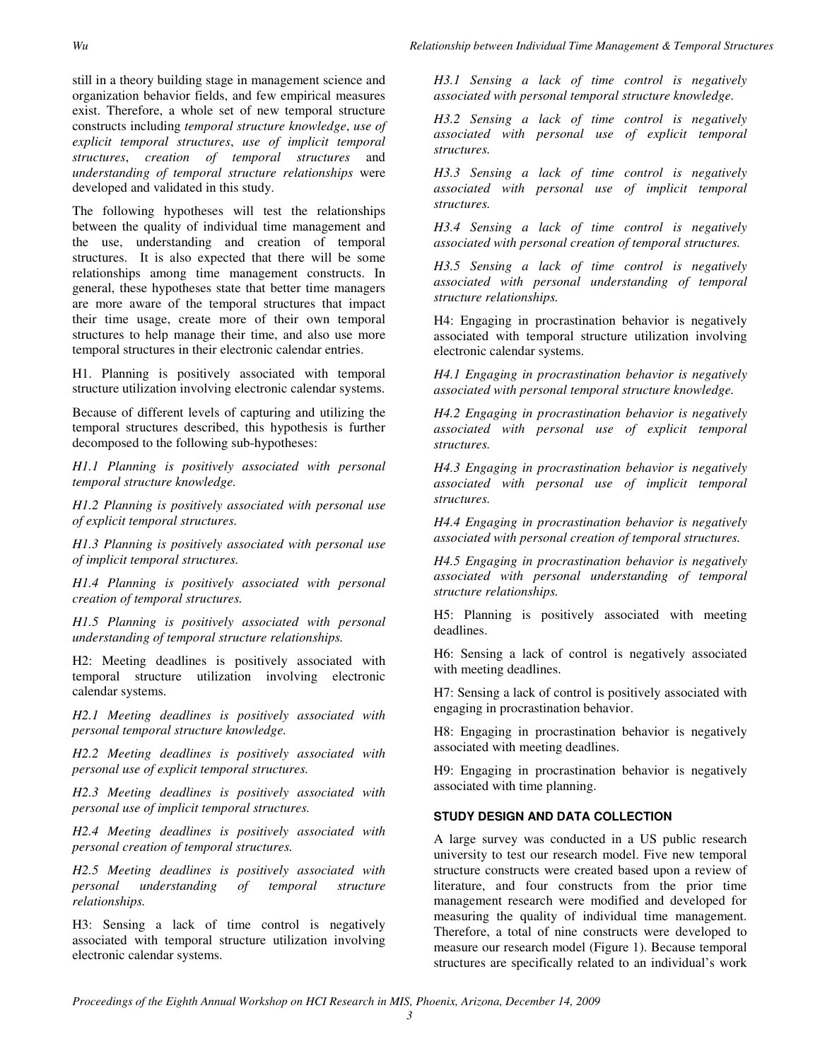still in a theory building stage in management science and organization behavior fields, and few empirical measures exist. Therefore, a whole set of new temporal structure constructs including *temporal structure knowledge*, *use of explicit temporal structures*, *use of implicit temporal structures*, *creation of temporal structures* and *understanding of temporal structure relationships* were developed and validated in this study.

The following hypotheses will test the relationships between the quality of individual time management and the use, understanding and creation of temporal structures. It is also expected that there will be some relationships among time management constructs. In general, these hypotheses state that better time managers are more aware of the temporal structures that impact their time usage, create more of their own temporal structures to help manage their time, and also use more temporal structures in their electronic calendar entries.

H1. Planning is positively associated with temporal structure utilization involving electronic calendar systems.

Because of different levels of capturing and utilizing the temporal structures described, this hypothesis is further decomposed to the following sub-hypotheses:

*H1.1 Planning is positively associated with personal temporal structure knowledge.*

*H1.2 Planning is positively associated with personal use of explicit temporal structures.*

*H1.3 Planning is positively associated with personal use of implicit temporal structures.*

*H1.4 Planning is positively associated with personal creation of temporal structures.*

*H1.5 Planning is positively associated with personal understanding of temporal structure relationships.*

H2: Meeting deadlines is positively associated with temporal structure utilization involving electronic calendar systems.

*H2.1 Meeting deadlines is positively associated with personal temporal structure knowledge.*

*H2.2 Meeting deadlines is positively associated with personal use of explicit temporal structures.*

*H2.3 Meeting deadlines is positively associated with personal use of implicit temporal structures.*

*H2.4 Meeting deadlines is positively associated with personal creation of temporal structures.*

*H2.5 Meeting deadlines is positively associated with personal understanding of temporal structure relationships.*

H3: Sensing a lack of time control is negatively associated with temporal structure utilization involving electronic calendar systems.

*H3.1 Sensing a lack of time control is negatively associated with personal temporal structure knowledge.*

*H3.2 Sensing a lack of time control is negatively associated with personal use of explicit temporal structures.*

*H3.3 Sensing a lack of time control is negatively associated with personal use of implicit temporal structures.*

*H3.4 Sensing a lack of time control is negatively associated with personal creation of temporal structures.*

*H3.5 Sensing a lack of time control is negatively associated with personal understanding of temporal structure relationships.*

H4: Engaging in procrastination behavior is negatively associated with temporal structure utilization involving electronic calendar systems.

*H4.1 Engaging in procrastination behavior is negatively associated with personal temporal structure knowledge.*

*H4.2 Engaging in procrastination behavior is negatively associated with personal use of explicit temporal structures.*

*H4.3 Engaging in procrastination behavior is negatively associated with personal use of implicit temporal structures.*

*H4.4 Engaging in procrastination behavior is negatively associated with personal creation of temporal structures.*

*H4.5 Engaging in procrastination behavior is negatively associated with personal understanding of temporal structure relationships.*

H5: Planning is positively associated with meeting deadlines.

H6: Sensing a lack of control is negatively associated with meeting deadlines.

H7: Sensing a lack of control is positively associated with engaging in procrastination behavior.

H8: Engaging in procrastination behavior is negatively associated with meeting deadlines.

H9: Engaging in procrastination behavior is negatively associated with time planning.

### STUDY DESIGN AND DATA COLLECTION

A large survey was conducted in a US public research university to test our research model. Five new temporal structure constructs were created based upon a review of literature, and four constructs from the prior time management research were modified and developed for measuring the quality of individual time management. Therefore, a total of nine constructs were developed to measure our research model (Figure 1). Because temporal structures are specifically related to an individual's work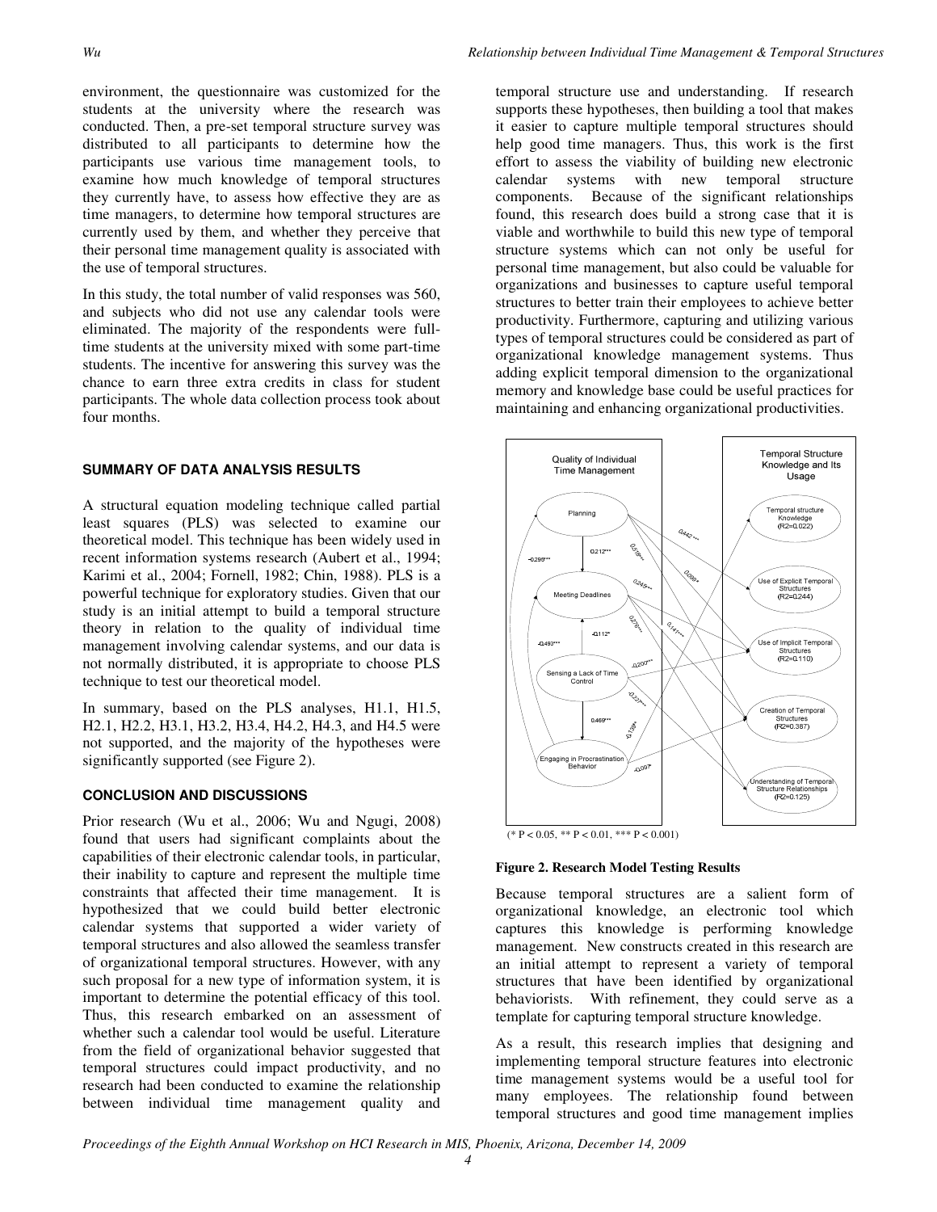environment, the questionnaire was customized for the students at the university where the research was conducted. Then, a pre-set temporal structure survey was distributed to all participants to determine how the participants use various time management tools, to examine how much knowledge of temporal structures they currently have, to assess how effective they are as time managers, to determine how temporal structures are currently used by them, and whether they perceive that their personal time management quality is associated with the use of temporal structures.

In this study, the total number of valid responses was 560, and subjects who did not use any calendar tools were eliminated. The majority of the respondents were full-time students at the university mixed with some part-time students. The incentive for answering this survey was the chance to earn three extra credits in class for student participants. The whole data collection process took about four months.

### SUMMARY OF DATA ANALYSIS RESULTS

A structural equation modeling technique called partial least squares (PLS) was selected to examine our theoretical model. This technique has been widely used in recent information systems research (Aubert et al., 1994; Karimi et al., 2004; Fornell, 1982; Chin, 1988). PLS is a powerful technique for exploratory studies. Given that our study is an initial attempt to build a temporal structure theory in relation to the quality of individual time management involving calendar systems, and our data is not normally distributed, it is appropriate to choose PLS technique to test our theoretical model.

In summary, based on the PLS analyses, H1.1, H1.5, H2.1, H2.2, H3.1, H3.2, H3.4, H4.2, H4.3, and H4.5 were not supported, and the majority of the hypotheses were significantly supported (see Figure 2).

### CONCLUSION AND DISCUSSIONS

Prior research (Wu et al., 2006; Wu and Ngugi, 2008) found that users had significant complaints about the capabilities of their electronic calendar tools, in particular, their inability to capture and represent the multiple time constraints that affected their time management. It is hypothesized that we could build better electronic calendar systems that supported a wider variety of temporal structures and also allowed the seamless transfer of organizational temporal structures. However, with any such proposal for a new type of information system, it is important to determine the potential efficacy of this tool. Thus, this research embarked on an assessment of whether such a calendar tool would be useful. Literature from the field of organizational behavior suggested that temporal structures could impact productivity, and no research had been conducted to examine the relationship between individual time management quality and temporal structure use and understanding. If research supports these hypotheses, then building a tool that makes it easier to capture multiple temporal structures should help good time managers. Thus, this work is the first effort to assess the viability of building new electronic calendar systems with new temporal structure components. Because of the significant relationships found, this research does build a strong case that it is viable and worthwhile to build this new type of temporal structure systems which can not only be useful for personal time management, but also could be valuable for organizations and businesses to capture useful temporal structures to better train their employees to achieve better productivity. Furthermore, capturing and utilizing various types of temporal structures could be considered as part of organizational knowledge management systems. Thus adding explicit temporal dimension to the organizational memory and knowledge base could be useful practices for maintaining and enhancing organizational productivities.

(* P < 0.05, ** P < 0.01, *** P < 0.001)

**Figure 2. Research Model Testing Results**

Because temporal structures are a salient form of organizational knowledge, an electronic tool which captures this knowledge is performing knowledge management. New constructs created in this research are an initial attempt to represent a variety of temporal structures that have been identified by organizational behaviorists. With refinement, they could serve as a template for capturing temporal structure knowledge.

As a result, this research implies that designing and implementing temporal structure features into electronic time management systems would be a useful tool for many employees. The relationship found between temporal structures and good time management implies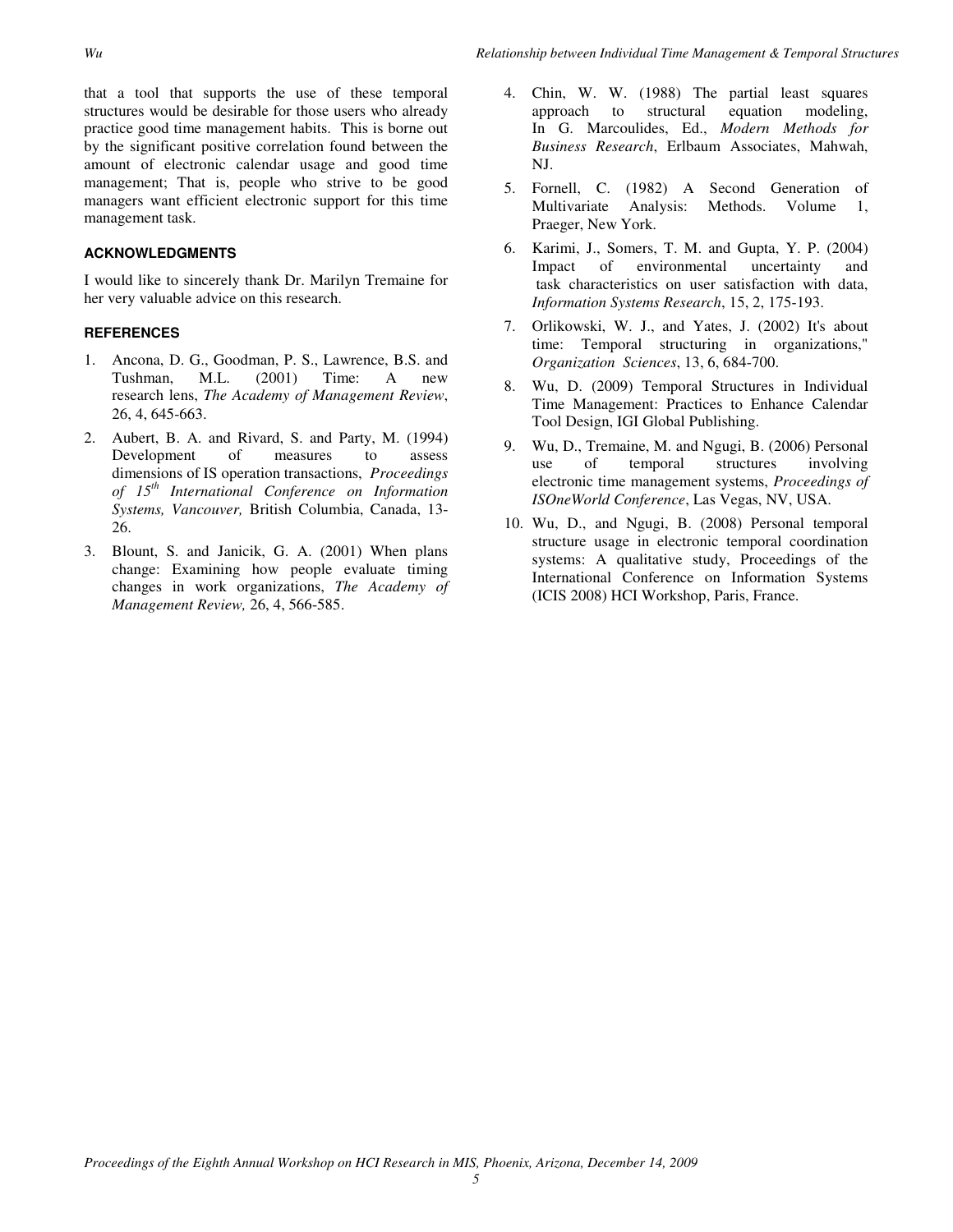that a tool that supports the use of these temporal structures would be desirable for those users who already practice good time management habits. This is borne out by the significant positive correlation found between the amount of electronic calendar usage and good time management; That is, people who strive to be good managers want efficient electronic support for this time management task.

## ACKNOWLEDGMENTS

I would like to sincerely thank Dr. Marilyn Tremaine for her very valuable advice on this research.

## REFERENCES

1. Ancona, D. G., Goodman, P. S., Lawrence, B.S. and Tushman, M.L. (2001) Time: A new research lens, *The Academy of Management Review*, 26, 4, 645-663.
2. Aubert, B. A. and Rivard, S. and Party, M. (1994) Development of measures to assess dimensions of IS operation transactions, *Proceedings of 15th International Conference on Information Systems, Vancouver,* British Columbia, Canada, 13-26.
3. Blount, S. and Janicik, G. A. (2001) When plans change: Examining how people evaluate timing changes in work organizations, *The Academy of Management Review,* 26, 4, 566-585.
4. Chin, W. W. (1988) The partial least squares approach to structural equation modeling, In G. Marcoulides, Ed., *Modern Methods for Business Research*, Erlbaum Associates, Mahwah, NJ.
5. Fornell, C. (1982) A Second Generation of Multivariate Analysis: Methods. Volume 1, Praeger, New York.
6. Karimi, J., Somers, T. M. and Gupta, Y. P. (2004) Impact of environmental uncertainty and task characteristics on user satisfaction with data, *Information Systems Research*, 15, 2, 175-193.
7. Orlikowski, W. J., and Yates, J. (2002) It's about time: Temporal structuring in organizations," *Organization Sciences*, 13, 6, 684-700.
8. Wu, D. (2009) Temporal Structures in Individual Time Management: Practices to Enhance Calendar Tool Design, IGI Global Publishing.
9. Wu, D., Tremaine, M. and Ngugi, B. (2006) Personal use of temporal structures involving electronic time management systems, *Proceedings of ISOneWorld Conference*, Las Vegas, NV, USA.
10. Wu, D., and Ngugi, B. (2008) Personal temporal structure usage in electronic temporal coordination systems: A qualitative study, Proceedings of the International Conference on Information Systems (ICIS 2008) HCI Workshop, Paris, France.